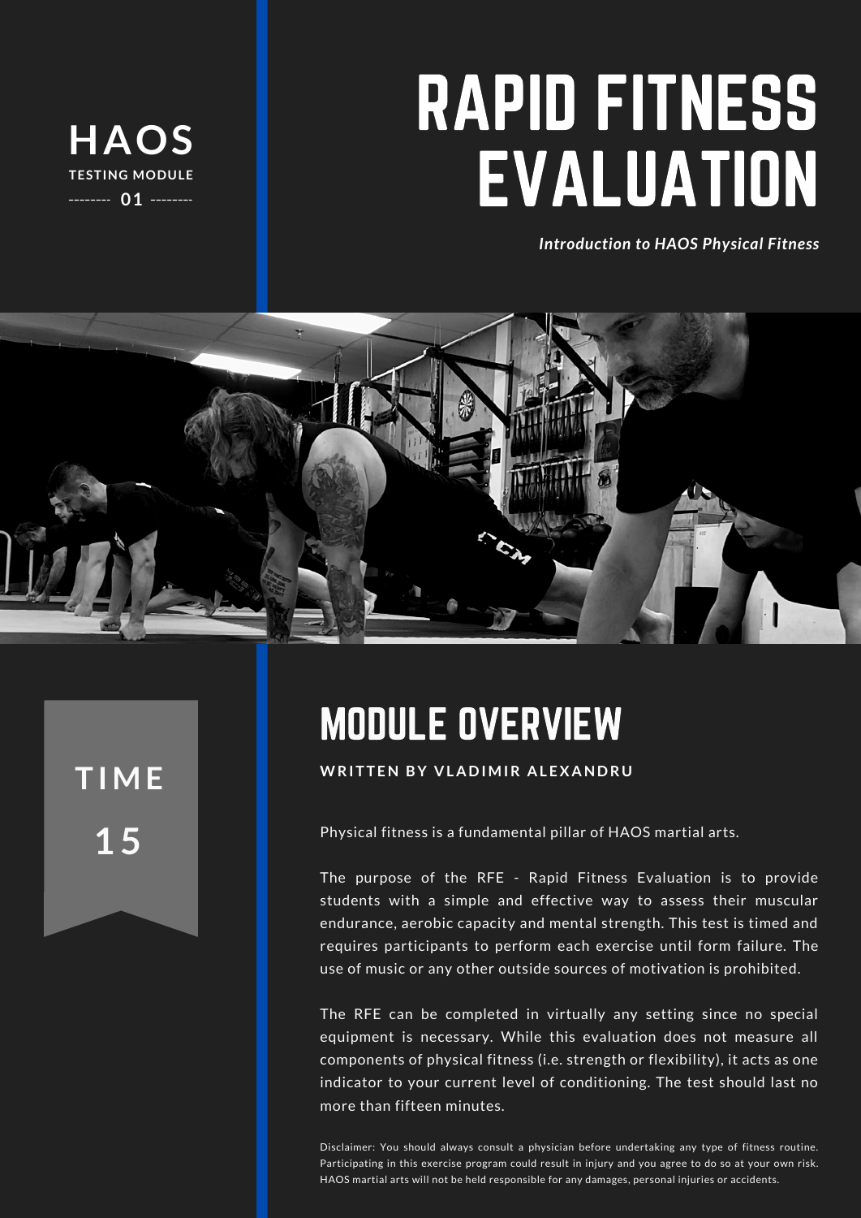**HAOS**

**TESTING MODULE**

-------- **01** --------

# RAPID FITNESS EVALUATION

***Introduction to HAOS Physical Fitness***

**TIME**

**15**

## MODULE OVERVIEW

**WRITTEN BY VLADIMIR ALEXANDRU**

Physical fitness is a fundamental pillar of HAOS martial arts.

The purpose of the RFE - Rapid Fitness Evaluation is to provide students with a simple and effective way to assess their muscular endurance, aerobic capacity and mental strength. This test is timed and requires participants to perform each exercise until form failure. The use of music or any other outside sources of motivation is prohibited.

The RFE can be completed in virtually any setting since no special equipment is necessary. While this evaluation does not measure all components of physical fitness (i.e. strength or flexibility), it acts as one indicator to your current level of conditioning. The test should last no more than fifteen minutes.

Disclaimer: You should always consult a physician before undertaking any type of fitness routine. Participating in this exercise program could result in injury and you agree to do so at your own risk. HAOS martial arts will not be held responsible for any damages, personal injuries or accidents.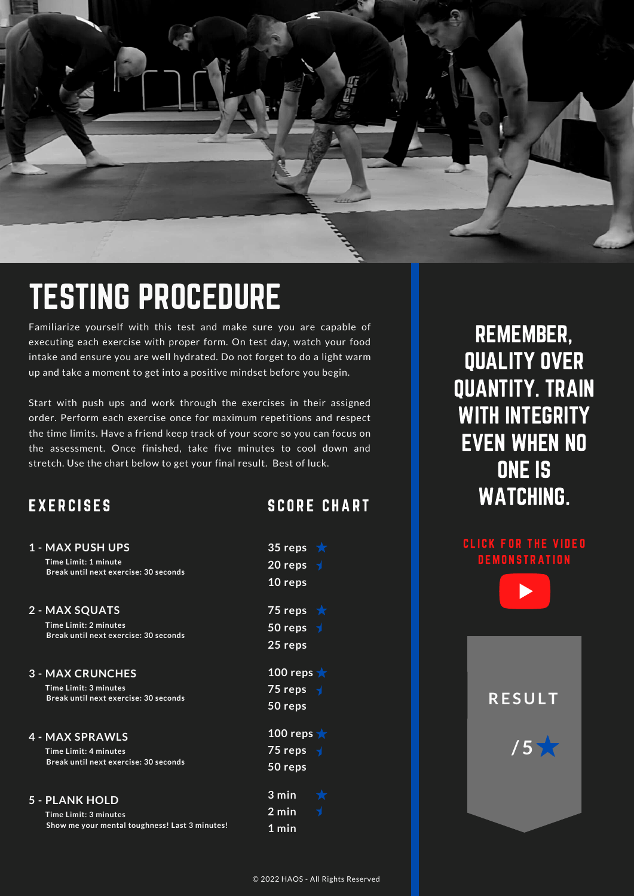# TESTING PROCEDURE

Familiarize yourself with this test and make sure you are capable of executing each exercise with proper form. On test day, watch your food intake and ensure you are well hydrated. Do not forget to do a light warm up and take a moment to get into a positive mindset before you begin.

Start with push ups and work through the exercises in their assigned order. Perform each exercise once for maximum repetitions and respect the time limits. Have a friend keep track of your score so you can focus on the assessment. Once finished, take five minutes to cool down and stretch. Use the chart below to get your final result. Best of luck.

| EXERCISES | SCORE CHART |
|---|---|
| **1 - MAX PUSH UPS**<br>Time Limit: 1 minute<br>Break until next exercise: 30 seconds | 35 reps ★<br>20 reps ½★<br>10 reps |
| **2 - MAX SQUATS**<br>Time Limit: 2 minutes<br>Break until next exercise: 30 seconds | 75 reps ★<br>50 reps ½★<br>25 reps |
| **3 - MAX CRUNCHES**<br>Time Limit: 3 minutes<br>Break until next exercise: 30 seconds | 100 reps ★<br>75 reps ½★<br>50 reps |
| **4 - MAX SPRAWLS**<br>Time Limit: 4 minutes<br>Break until next exercise: 30 seconds | 100 reps ★<br>75 reps ½★<br>50 reps |
| **5 - PLANK HOLD**<br>Time Limit: 3 minutes<br>Show me your mental toughness! Last 3 minutes! | 3 min ★<br>2 min ½★<br>1 min |

REMEMBER, QUALITY OVER QUANTITY. TRAIN WITH INTEGRITY EVEN WHEN NO ONE IS WATCHING.

CLICK FOR THE VIDEO DEMONSTRATION

RESULT

/5★

© 2022 HAOS - All Rights Reserved